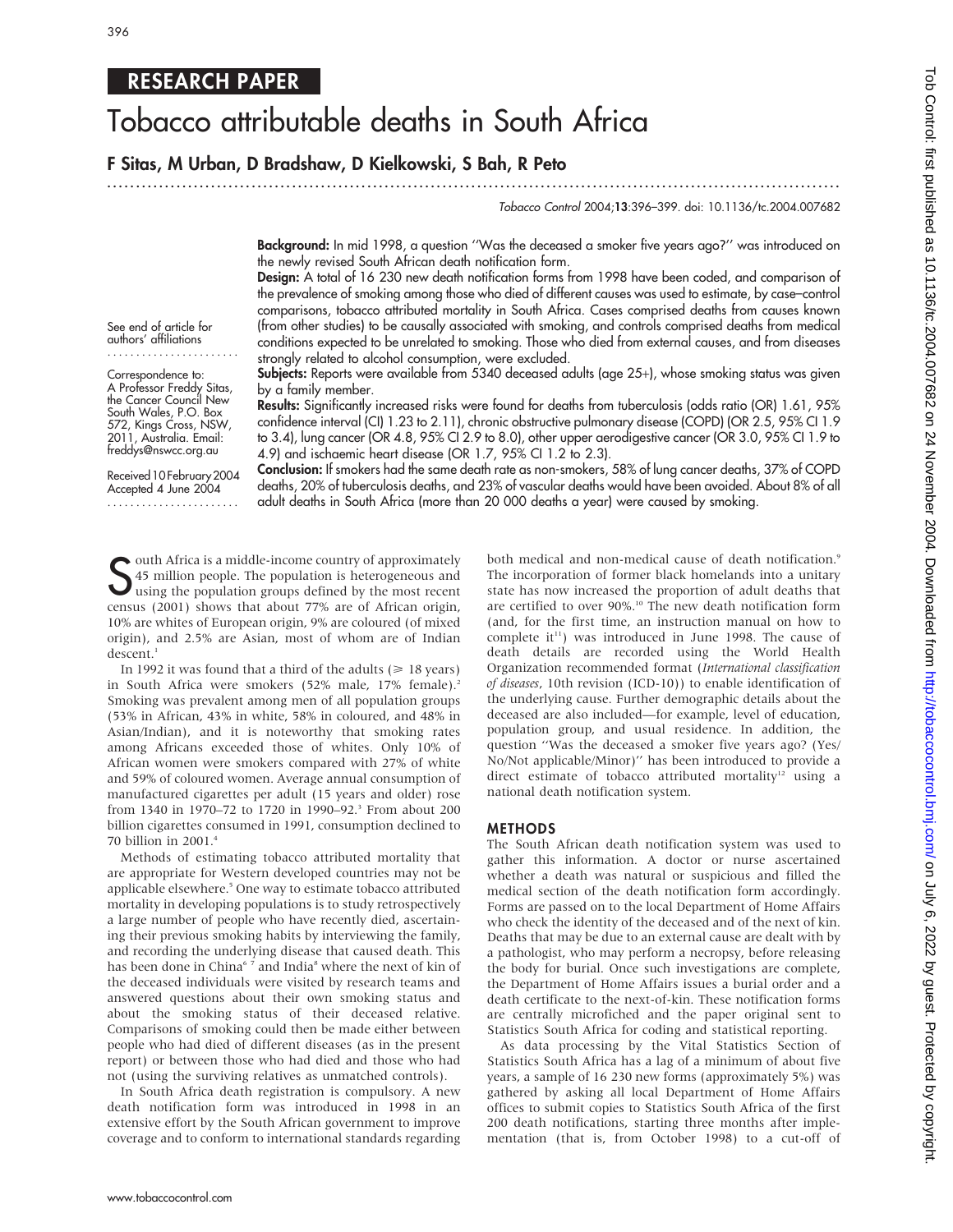RESEARCH PAPER

# Tobacco attributable deaths in South Africa

**F Sitas, M Urban, D Bradshaw, D Kielkowski, S Bah, R Peto**

See end of article for authors' affiliations

Correspondence to: A Professor Freddy Sitas, the Cancer Council New South Wales, P.O. Box 572, Kings Cross, NSW, 2011, Australia. Email: freddys@nswcc.org.au

Received 10 February 2004
Accepted 4 June 2004

**Background:** In mid 1998, a question ''Was the deceased a smoker five years ago?'' was introduced on the newly revised South African death notification form.

**Design:** A total of 16 230 new death notification forms from 1998 have been coded, and comparison of the prevalence of smoking among those who died of different causes was used to estimate, by case–control comparisons, tobacco attributed mortality in South Africa. Cases comprised deaths from causes known (from other studies) to be causally associated with smoking, and controls comprised deaths from medical conditions expected to be unrelated to smoking. Those who died from external causes, and from diseases strongly related to alcohol consumption, were excluded.

**Subjects:** Reports were available from 5340 deceased adults (age 25+), whose smoking status was given by a family member.

**Results:** Significantly increased risks were found for deaths from tuberculosis (odds ratio (OR) 1.61, 95% confidence interval (CI) 1.23 to 2.11), chronic obstructive pulmonary disease (COPD) (OR 2.5, 95% CI 1.9 to 3.4), lung cancer (OR 4.8, 95% CI 2.9 to 8.0), other upper aerodigestive cancer (OR 3.0, 95% CI 1.9 to 4.9) and ischaemic heart disease (OR 1.7, 95% CI 1.2 to 2.3).

**Conclusion:** If smokers had the same death rate as non-smokers, 58% of lung cancer deaths, 37% of COPD deaths, 20% of tuberculosis deaths, and 23% of vascular deaths would have been avoided. About 8% of all adult deaths in South Africa (more than 20 000 deaths a year) were caused by smoking.

South Africa is a middle-income country of approximately 45 million people. The population is heterogeneous and using the population groups defined by the most recent census (2001) shows that about 77% are of African origin, 10% are whites of European origin, 9% are coloured (of mixed origin), and 2.5% are Asian, most of whom are of Indian descent.[1]

In 1992 it was found that a third of the adults ($\geq$ 18 years) in South Africa were smokers (52% male, 17% female).[2] Smoking was prevalent among men of all population groups (53% in African, 43% in white, 58% in coloured, and 48% in Asian/Indian), and it is noteworthy that smoking rates among Africans exceeded those of whites. Only 10% of African women were smokers compared with 27% of white and 59% of coloured women. Average annual consumption of manufactured cigarettes per adult (15 years and older) rose from 1340 in 1970–72 to 1720 in 1990–92.[3] From about 200 billion cigarettes consumed in 1991, consumption declined to 70 billion in 2001.[4]

Methods of estimating tobacco attributed mortality that are appropriate for Western developed countries may not be applicable elsewhere.[5] One way to estimate tobacco attributed mortality in developing populations is to study retrospectively a large number of people who have recently died, ascertaining their previous smoking habits by interviewing the family, and recording the underlying disease that caused death. This has been done in China[6 7] and India[8] where the next of kin of the deceased individuals were visited by research teams and answered questions about their own smoking status and about the smoking status of their deceased relative. Comparisons of smoking could then be made either between people who had died of different diseases (as in the present report) or between those who had died and those who had not (using the surviving relatives as unmatched controls).

In South Africa death registration is compulsory. A new death notification form was introduced in 1998 in an extensive effort by the South African government to improve coverage and to conform to international standards regarding both medical and non-medical cause of death notification.[9] The incorporation of former black homelands into a unitary state has now increased the proportion of adult deaths that are certified to over 90%.[10] The new death notification form (and, for the first time, an instruction manual on how to complete it[11]) was introduced in June 1998. The cause of death details are recorded using the World Health Organization recommended format (*International classification of diseases*, 10th revision (ICD-10)) to enable identification of the underlying cause. Further demographic details about the deceased are also included—for example, level of education, population group, and usual residence. In addition, the question ''Was the deceased a smoker five years ago? (Yes/No/Not applicable/Minor)'' has been introduced to provide a direct estimate of tobacco attributed mortality[12] using a national death notification system.

## METHODS

The South African death notification system was used to gather this information. A doctor or nurse ascertained whether a death was natural or suspicious and filled the medical section of the death notification form accordingly. Forms are passed on to the local Department of Home Affairs who check the identity of the deceased and of the next of kin. Deaths that may be due to an external cause are dealt with by a pathologist, who may perform a necropsy, before releasing the body for burial. Once such investigations are complete, the Department of Home Affairs issues a burial order and a death certificate to the next-of-kin. These notification forms are centrally microfiched and the paper original sent to Statistics South Africa for coding and statistical reporting.

As data processing by the Vital Statistics Section of Statistics South Africa has a lag of a minimum of about five years, a sample of 16 230 new forms (approximately 5%) was gathered by asking all local Department of Home Affairs offices to submit copies to Statistics South Africa of the first 200 death notifications, starting three months after implementation (that is, from October 1998) to a cut-off of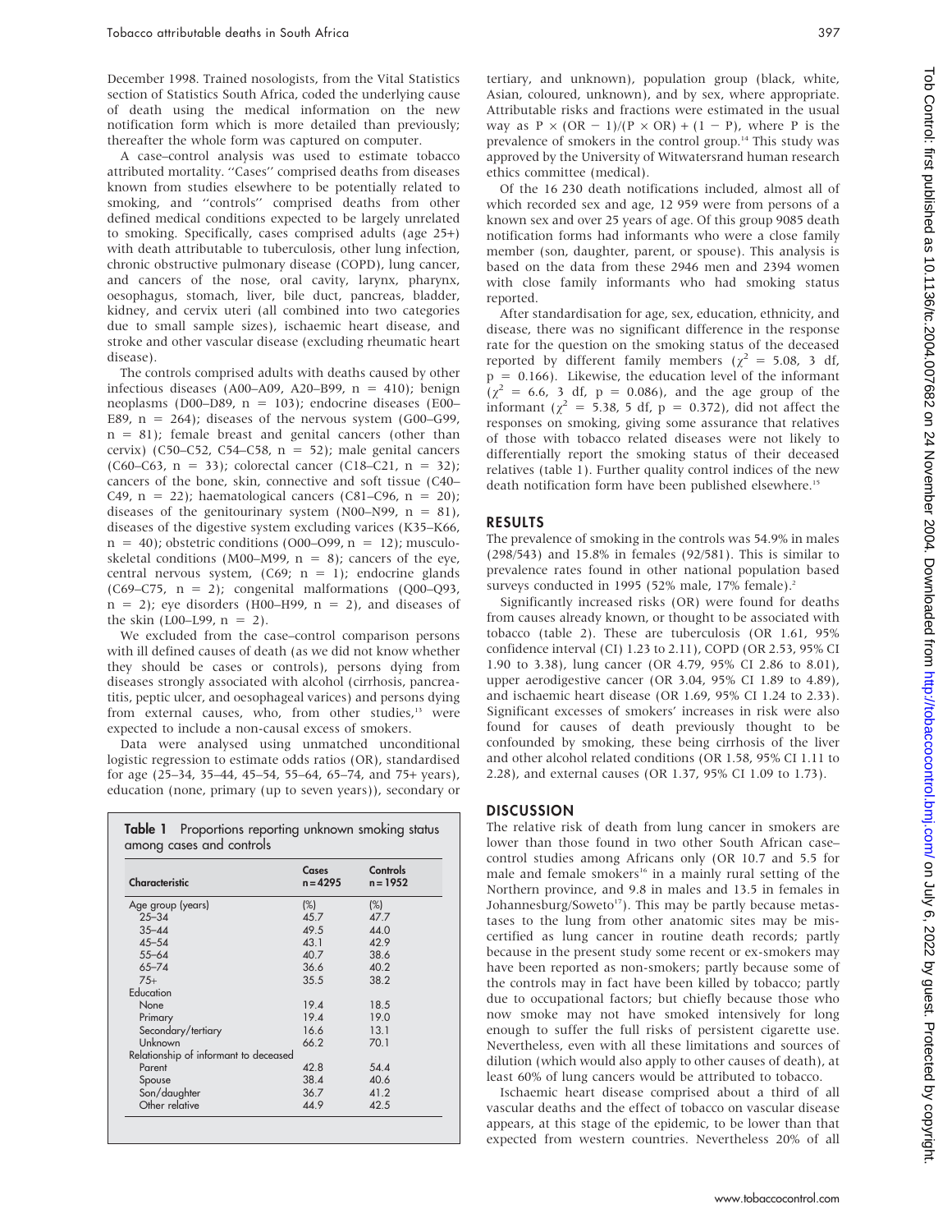December 1998. Trained nosologists, from the Vital Statistics section of Statistics South Africa, coded the underlying cause of death using the medical information on the new notification form which is more detailed than previously; thereafter the whole form was captured on computer.

A case–control analysis was used to estimate tobacco attributed mortality. "Cases" comprised deaths from diseases known from studies elsewhere to be potentially related to smoking, and "controls" comprised deaths from other defined medical conditions expected to be largely unrelated to smoking. Specifically, cases comprised adults (age 25+) with death attributable to tuberculosis, other lung infection, chronic obstructive pulmonary disease (COPD), lung cancer, and cancers of the nose, oral cavity, larynx, pharynx, oesophagus, stomach, liver, bile duct, pancreas, bladder, kidney, and cervix uteri (all combined into two categories due to small sample sizes), ischaemic heart disease, and stroke and other vascular disease (excluding rheumatic heart disease).

The controls comprised adults with deaths caused by other infectious diseases (A00–A09, A20–B99, n = 410); benign neoplasms (D00–D89, n = 103); endocrine diseases (E00–E89, n = 264); diseases of the nervous system (G00–G99, n = 81); female breast and genital cancers (other than cervix) (C50–C52, C54–C58, n = 52); male genital cancers (C60–C63, n = 33); colorectal cancer (C18–C21, n = 32); cancers of the bone, skin, connective and soft tissue (C40–C49, n = 22); haematological cancers (C81–C96, n = 20); diseases of the genitourinary system (N00–N99, n = 81), diseases of the digestive system excluding varices (K35–K66, n = 40); obstetric conditions (O00–O99, n = 12); musculoskeletal conditions (M00–M99, n = 8); cancers of the eye, central nervous system, (C69; n = 1); endocrine glands (C69–C75, n = 2); congenital malformations (Q00–Q93, n = 2); eye disorders (H00–H99, n = 2), and diseases of the skin (L00–L99, n = 2).

We excluded from the case–control comparison persons with ill defined causes of death (as we did not know whether they should be cases or controls), persons dying from diseases strongly associated with alcohol (cirrhosis, pancreatitis, peptic ulcer, and oesophageal varices) and persons dying from external causes, who, from other studies,[13] were expected to include a non-causal excess of smokers.

Data were analysed using unmatched unconditional logistic regression to estimate odds ratios (OR), standardised for age (25–34, 35–44, 45–54, 55–64, 65–74, and 75+ years), education (none, primary (up to seven years)), secondary or tertiary, and unknown), population group (black, white, Asian, coloured, unknown), and by sex, where appropriate. Attributable risks and fractions were estimated in the usual way as $P \times (OR - 1)/(P \times OR) + (1 - P)$, where P is the prevalence of smokers in the control group.[14] This study was approved by the University of Witwatersrand human research ethics committee (medical).

Of the 16 230 death notifications included, almost all of which recorded sex and age, 12 959 were from persons of a known sex and over 25 years of age. Of this group 9085 death notification forms had informants who were a close family member (son, daughter, parent, or spouse). This analysis is based on the data from these 2946 men and 2394 women with close family informants who had smoking status reported.

After standardisation for age, sex, education, ethnicity, and disease, there was no significant difference in the response rate for the question on the smoking status of the deceased reported by different family members ($\chi^2$ = 5.08, 3 df, p = 0.166). Likewise, the education level of the informant ($\chi^2$ = 6.6, 3 df, p = 0.086), and the age group of the informant ($\chi^2$ = 5.38, 5 df, p = 0.372), did not affect the responses on smoking, giving some assurance that relatives of those with tobacco related diseases were not likely to differentially report the smoking status of their deceased relatives (table 1). Further quality control indices of the new death notification form have been published elsewhere.[15]

**Table 1** Proportions reporting unknown smoking status among cases and controls

| Characteristic | Cases n = 4295 | Controls n = 1952 |
|---|---|---|
| Age group (years) | (%) | (%) |
| 25–34 | 45.7 | 47.7 |
| 35–44 | 49.5 | 44.0 |
| 45–54 | 43.1 | 42.9 |
| 55–64 | 40.7 | 38.6 |
| 65–74 | 36.6 | 40.2 |
| 75+ | 35.5 | 38.2 |
| Education | | |
| None | 19.4 | 18.5 |
| Primary | 19.4 | 19.0 |
| Secondary/tertiary | 16.6 | 13.1 |
| Unknown | 66.2 | 70.1 |
| Relationship of informant to deceased | | |
| Parent | 42.8 | 54.4 |
| Spouse | 38.4 | 40.6 |
| Son/daughter | 36.7 | 41.2 |
| Other relative | 44.9 | 42.5 |

## RESULTS

The prevalence of smoking in the controls was 54.9% in males (298/543) and 15.8% in females (92/581). This is similar to prevalence rates found in other national population based surveys conducted in 1995 (52% male, 17% female).[2]

Significantly increased risks (OR) were found for deaths from causes already known, or thought to be associated with tobacco (table 2). These are tuberculosis (OR 1.61, 95% confidence interval (CI) 1.23 to 2.11), COPD (OR 2.53, 95% CI 1.90 to 3.38), lung cancer (OR 4.79, 95% CI 2.86 to 8.01), upper aerodigestive cancer (OR 3.04, 95% CI 1.89 to 4.89), and ischaemic heart disease (OR 1.69, 95% CI 1.24 to 2.33). Significant excesses of smokers' increases in risk were also found for causes of death previously thought to be confounded by smoking, these being cirrhosis of the liver and other alcohol related conditions (OR 1.58, 95% CI 1.11 to 2.28), and external causes (OR 1.37, 95% CI 1.09 to 1.73).

## DISCUSSION

The relative risk of death from lung cancer in smokers are lower than those found in two other South African case–control studies among Africans only (OR 10.7 and 5.5 for male and female smokers[16] in a mainly rural setting of the Northern province, and 9.8 in males and 13.5 in females in Johannesburg/Soweto[17]). This may be partly because metastases to the lung from other anatomic sites may be miscertified as lung cancer in routine death records; partly because in the present study some recent or ex-smokers may have been reported as non-smokers; partly because some of the controls may in fact have been killed by tobacco; partly due to occupational factors; but chiefly because those who now smoke may not have smoked intensively for long enough to suffer the full risks of persistent cigarette use. Nevertheless, even with all these limitations and sources of dilution (which would also apply to other causes of death), at least 60% of lung cancers would be attributed to tobacco.

Ischaemic heart disease comprised about a third of all vascular deaths and the effect of tobacco on vascular disease appears, at this stage of the epidemic, to be lower than that expected from western countries. Nevertheless 20% of all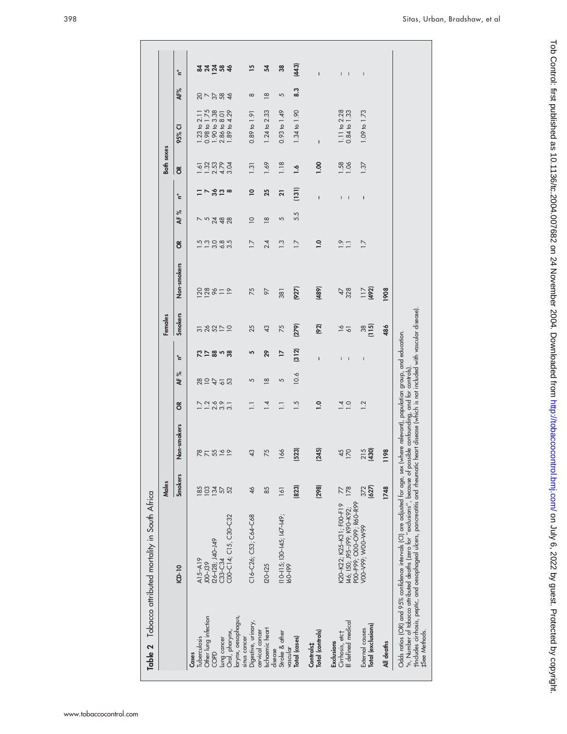**Table 2** Tobacco attributed mortality in South Africa

| | ICD-10 | Males | | | | | Females | | | | | Both sexes | | | |
|---|---|---|---|---|---|---|---|---|---|---|---|---|---|---|---|
| | | Smokers | Non-smokers | OR | AF % | n* | Smokers | Non-smokers | OR | AF % | n* | OR | 95% CI | AF% | n* |
| **Cases** | | | | | | | | | | | | | | | |
| Tuberculosis | A15–A19 | 185 | 78 | 1.7 | 28 | **73** | 31 | 120 | 1.5 | 7 | **11** | 1.61 | 1.23 to 2.11 | 20 | **84** |
| Other lung infection | J00–J39 | 103 | 71 | 1.2 | 10 | **17** | 26 | 128 | 1.3 | 5 | **7** | 1.32 | 0.98 to 1.75 | 7 | **24** |
| COPD | I26–I28; J40–J49 | 134 | 55 | 2.6 | 47 | **88** | 52 | 96 | 3.0 | 24 | **36** | 2.53 | 1.90 to 3.38 | 37 | **124** |
| Lung cancer | C33–C34 | 57 | 16 | 3.9 | 61 | **5** | 17 | 11 | 6.8 | 48 | **13** | 4.79 | 2.86 to 8.01 | 58 | **58** |
| Oral, pharynx, larynx, oesophagus, sinus cancer | C00–C14; C15, C30–C32 | 52 | 19 | 3.1 | 53 | **38** | 10 | 19 | 3.5 | 28 | **8** | 3.04 | 1.89 to 4.29 | 46 | **46** |
| Digestive, urinary, cervical cancer | C16–C26; C53; C64–C68 | 46 | 43 | 1.1 | 5 | **5** | 25 | 75 | 1.7 | 10 | **10** | 1.31 | 0.89 to 1.91 | 8 | **15** |
| Ischaemic heart disease | I20–I25 | 85 | 75 | 1.4 | 18 | **29** | 43 | 97 | 2.4 | 18 | **25** | 1.69 | 1.24 to 2.33 | 18 | **54** |
| Stroke & other vascular | I10–I15; I30–I45; I47–I49; I60–I99 | 161 | 166 | 1.1 | 5 | **17** | 75 | 381 | 1.3 | 5 | **21** | 1.18 | 0.93 to 1.49 | 5 | **38** |
| **Total (cases)** | | **(823)** | **(523)** | 1.5 | 10.6 | **(312)** | **(279)** | **(927)** | 1.7 | 5.5 | **(131)** | **1.6** | 1.34 to 1.90 | **8.3** | **(443)** |
| **Controls‡** | | | | | | | | | | | | | | | |
| **Total (controls)** | | **(298)** | **(245)** | **1.0** | | **–** | **(92)** | **(489)** | **1.0** | | **–** | **1.00** | **–** | | **–** |
| **Exclusions** | | | | | | | | | | | | | | | |
| Cirrhosis, etc† | K20–K22; K25–K31; F00–F19 | 77 | 45 | 1.4 | | – | 16 | 47 | 1.9 | | – | 1.58 | 1.11 to 2.28 | | – |
| Ill defined medical | I46; I50; J95–J99; K90–K92; P00–P99; O00–O99; R60–R99 | 178 | 170 | 1.0 | | – | 61 | 328 | 1.1 | | – | 1.06 | 0.84 to 1.33 | | – |
| External causes | V00–V99; W00–W99 | 372 | 215 | 1.2 | | – | 38 | 117 | 1.7 | | – | 1.37 | 1.09 to 1.73 | | – |
| **Total (exclusions)** | | **(627)** | **(430)** | | | | **(115)** | **(492)** | | | | | | | |
| **All deaths** | | **1748** | **1198** | | | | **486** | **1908** | | | | | | | |

Odds ratios (OR) and 95% confidence intervals (CI) are adjusted for age, sex (where relevant), population group, and education.
*n, Number of tobacco attributed deaths (zero for "exclusions", because of possible confounding, and for controls).
†Includes cirrhosis, peptic, and oesophageal ulcers, pancreatitis and rheumatic heart disease (which is not included with vascular disease).
‡See Methods.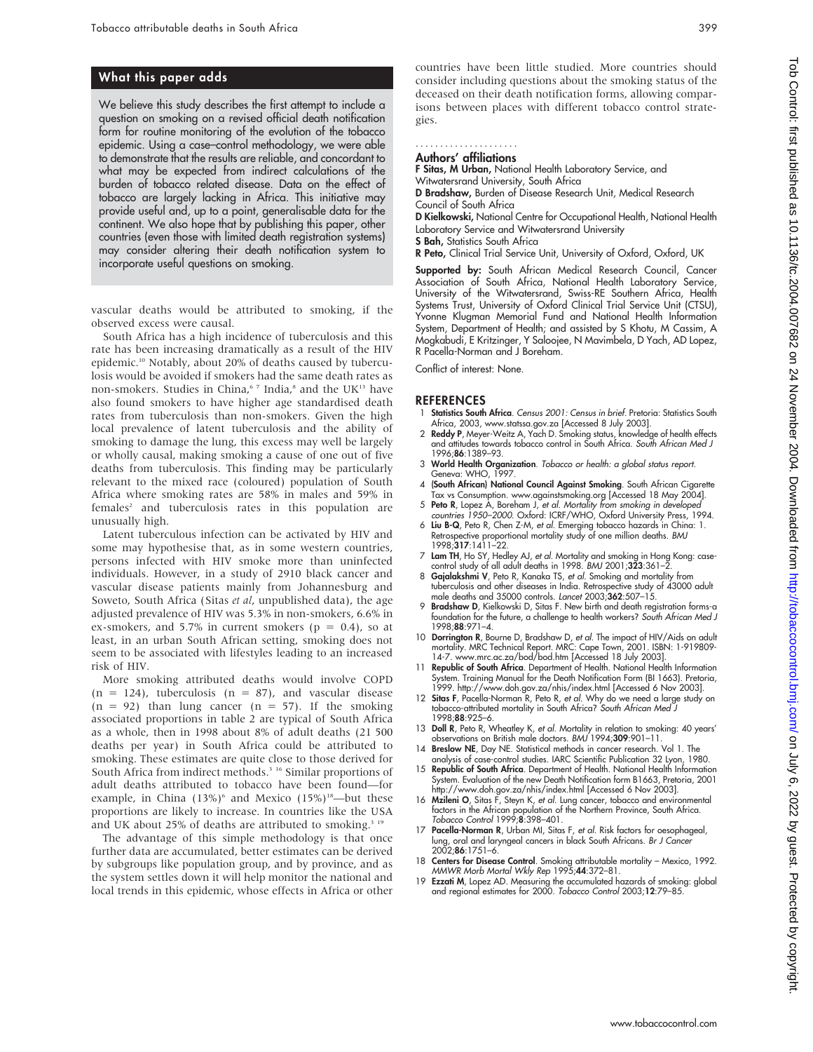## What this paper adds

We believe this study describes the first attempt to include a question on smoking on a revised official death notification form for routine monitoring of the evolution of the tobacco epidemic. Using a case–control methodology, we were able to demonstrate that the results are reliable, and concordant to what may be expected from indirect calculations of the burden of tobacco related disease. Data on the effect of tobacco are largely lacking in Africa. This initiative may provide useful and, up to a point, generalisable data for the continent. We also hope that by publishing this paper, other countries (even those with limited death registration systems) may consider altering their death notification system to incorporate useful questions on smoking.

vascular deaths would be attributed to smoking, if the observed excess were causal.

South Africa has a high incidence of tuberculosis and this rate has been increasing dramatically as a result of the HIV epidemic.[10] Notably, about 20% of deaths caused by tuberculosis would be avoided if smokers had the same death rates as non-smokers. Studies in China,[6 7] India,[8] and the UK[13] have also found smokers to have higher age standardised death rates from tuberculosis than non-smokers. Given the high local prevalence of latent tuberculosis and the ability of smoking to damage the lung, this excess may well be largely or wholly causal, making smoking a cause of one out of five deaths from tuberculosis. This finding may be particularly relevant to the mixed race (coloured) population of South Africa where smoking rates are 58% in males and 59% in females[2] and tuberculosis rates in this population are unusually high.

Latent tuberculous infection can be activated by HIV and some may hypothesise that, as in some western countries, persons infected with HIV smoke more than uninfected individuals. However, in a study of 2910 black cancer and vascular disease patients mainly from Johannesburg and Soweto, South Africa (Sitas *et al*, unpublished data), the age adjusted prevalence of HIV was 5.3% in non-smokers, 6.6% in ex-smokers, and 5.7% in current smokers ($p = 0.4$), so at least, in an urban South African setting, smoking does not seem to be associated with lifestyles leading to an increased risk of HIV.

More smoking attributed deaths would involve COPD ($n = 124$), tuberculosis ($n = 87$), and vascular disease ($n = 92$) than lung cancer ($n = 57$). If the smoking associated proportions in table 2 are typical of South Africa as a whole, then in 1998 about 8% of adult deaths (21 500 deaths per year) in South Africa could be attributed to smoking. These estimates are quite close to those derived for South Africa from indirect methods.[3 16] Similar proportions of adult deaths attributed to tobacco have been found—for example, in China (13%)[6] and Mexico (15%)[18]—but these proportions are likely to increase. In countries like the USA and UK about 25% of deaths are attributed to smoking.[3 19]

The advantage of this simple methodology is that once further data are accumulated, better estimates can be derived by subgroups like population group, and by province, and as the system settles down it will help monitor the national and local trends in this epidemic, whose effects in Africa or other countries have been little studied. More countries should consider including questions about the smoking status of the deceased on their death notification forms, allowing comparisons between places with different tobacco control strategies.

### Authors' affiliations

**F Sitas, M Urban,** National Health Laboratory Service, and Witwatersrand University, South Africa

**D Bradshaw,** Burden of Disease Research Unit, Medical Research Council of South Africa

**D Kielkowski,** National Centre for Occupational Health, National Health Laboratory Service and Witwatersrand University

**S Bah,** Statistics South Africa

**R Peto,** Clinical Trial Service Unit, University of Oxford, Oxford, UK

**Supported by:** South African Medical Research Council, Cancer Association of South Africa, National Health Laboratory Service, University of the Witwatersrand, Swiss-RE Southern Africa, Health Systems Trust, University of Oxford Clinical Trial Service Unit (CTSU), Yvonne Klugman Memorial Fund and National Health Information System, Department of Health; and assisted by S Khotu, M Cassim, A Mogkabudi, E Kritzinger, Y Saloojee, N Mavimbela, D Yach, AD Lopez, R Pacella-Norman and J Boreham.

Conflict of interest: None.

## REFERENCES

1. **Statistics South Africa**. *Census 2001: Census in brief*. Pretoria: Statistics South Africa, 2003, www.statssa.gov.za [Accessed 8 July 2003].
2. **Reddy P**, Meyer-Weitz A, Yach D. Smoking status, knowledge of health effects and attitudes towards tobacco control in South Africa. *South African Med J* 1996;**86**:1389–93.
3. **World Health Organization**. *Tobacco or health: a global status report*. Geneva: WHO, 1997.
4. **(South African) National Council Against Smoking**. South African Cigarette Tax vs Consumption. www.againstsmoking.org [Accessed 18 May 2004].
5. **Peto R**, Lopez A, Boreham J, *et al*. *Mortality from smoking in developed countries 1950–2000*. Oxford: ICRF/WHO, Oxford University Press, 1994.
6. **Liu B-Q**, Peto R, Chen Z-M, *et al*. Emerging tobacco hazards in China: 1. Retrospective proportional mortality study of one million deaths. *BMJ* 1998;**317**:1411–22.
7. **Lam TH**, Ho SY, Hedley AJ, *et al*. Mortality and smoking in Hong Kong: case-control study of all adult deaths in 1998. *BMJ* 2001;**323**:361–2.
8. **Gajalakshmi V**, Peto R, Kanaka TS, *et al*. Smoking and mortality from tuberculosis and other diseases in India. Retrospective study of 43000 adult male deaths and 35000 controls. *Lancet* 2003;**362**:507–15.
9. **Bradshaw D**, Kielkowski D, Sitas F. New birth and death registration forms-a foundation for the future, a challenge to health workers? *South African Med J* 1998;**88**:971–4.
10. **Dorrington R**, Bourne D, Bradshaw D, *et al*. The impact of HIV/Aids on adult mortality. MRC Technical Report. MRC: Cape Town, 2001. ISBN: 1-919809-14-7. www.mrc.ac.za/bod/bod.htm [Accessed 18 July 2003].
11. **Republic of South Africa**. Department of Health. National Health Information System. Training Manual for the Death Notification Form (BI 1663). Pretoria, 1999. http://www.doh.gov.za/nhis/index.html [Accessed 6 Nov 2003].
12. **Sitas F**, Pacella-Norman R, Peto R, *et al*. Why do we need a large study on tobacco-attributed mortality in South Africa? *South African Med J* 1998;**88**:925–6.
13. **Doll R**, Peto R, Wheatley K, *et al*. Mortality in relation to smoking: 40 years' observations on British male doctors. *BMJ* 1994;**309**:901–11.
14. **Breslow NE**, Day NE. Statistical methods in cancer research. Vol 1. The analysis of case-control studies. IARC Scientific Publication 32 Lyon, 1980.
15. **Republic of South Africa**. Department of Health. National Health Information System. Evaluation of the new Death Notification form B1663, Pretoria, 2001 http://www.doh.gov.za/nhis/index.html [Accessed 6 Nov 2003].
16. **Mzileni O**, Sitas F, Steyn K, *et al*. Lung cancer, tobacco and environmental factors in the African population of the Northern Province, South Africa. *Tobacco Control* 1999;**8**:398–401.
17. **Pacella-Norman R**, Urban MI, Sitas F, *et al*. Risk factors for oesophageal, lung, oral and laryngeal cancers in black South Africans. *Br J Cancer* 2002;**86**:1751–6.
18. **Centers for Disease Control**. Smoking attributable mortality – Mexico, 1992. *MMWR Morb Mortal Wkly Rep* 1995;**44**:372–81.
19. **Ezzati M**, Lopez AD. Measuring the accumulated hazards of smoking: global and regional estimates for 2000. *Tobacco Control* 2003;**12**:79–85.